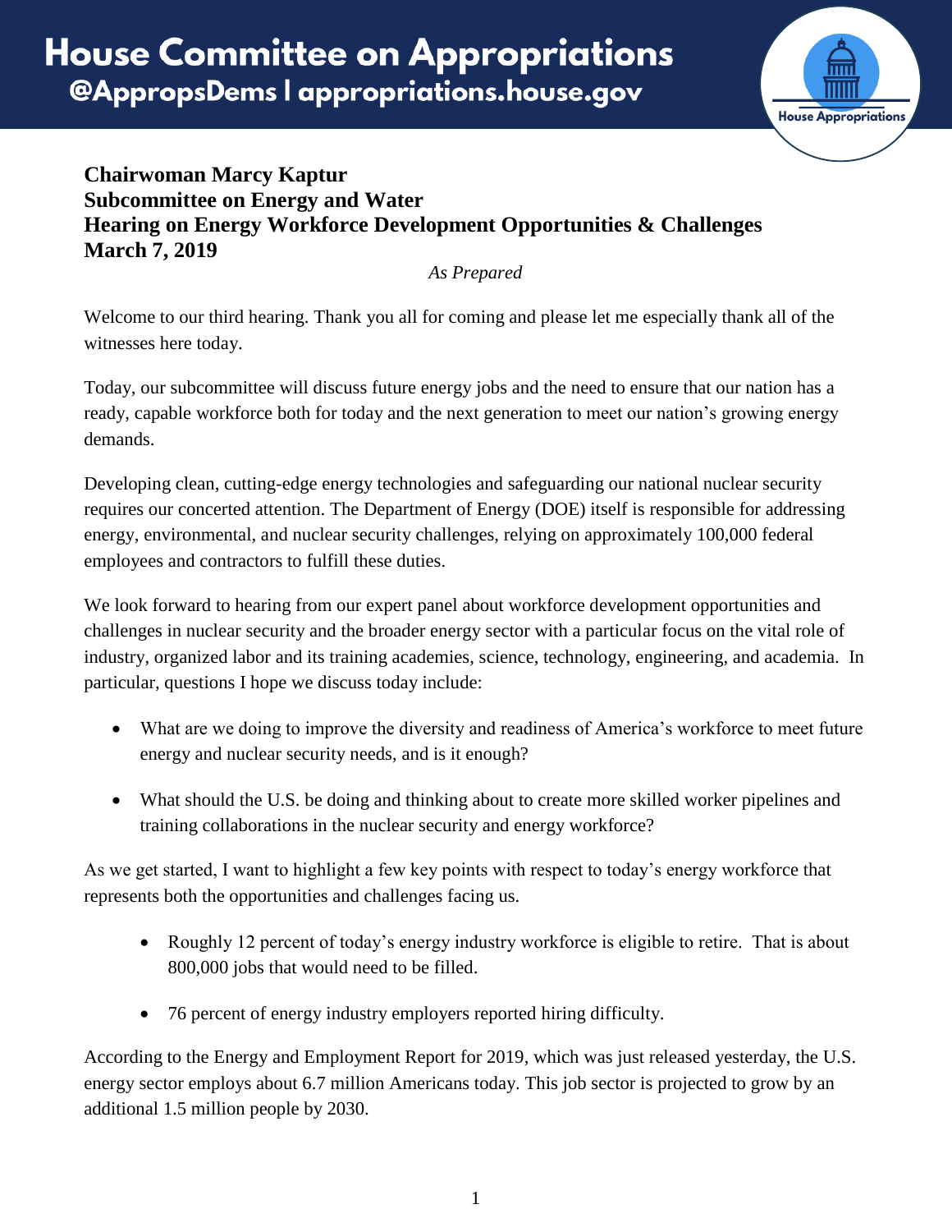# House Committee on Appropriations

## @AppropsDems | appropriations.house.gov

**Chairwoman Marcy Kaptur**
**Subcommittee on Energy and Water**
**Hearing on Energy Workforce Development Opportunities & Challenges**
**March 7, 2019**

*As Prepared*

Welcome to our third hearing. Thank you all for coming and please let me especially thank all of the witnesses here today.

Today, our subcommittee will discuss future energy jobs and the need to ensure that our nation has a ready, capable workforce both for today and the next generation to meet our nation's growing energy demands.

Developing clean, cutting-edge energy technologies and safeguarding our national nuclear security requires our concerted attention. The Department of Energy (DOE) itself is responsible for addressing energy, environmental, and nuclear security challenges, relying on approximately 100,000 federal employees and contractors to fulfill these duties.

We look forward to hearing from our expert panel about workforce development opportunities and challenges in nuclear security and the broader energy sector with a particular focus on the vital role of industry, organized labor and its training academies, science, technology, engineering, and academia. In particular, questions I hope we discuss today include:

- What are we doing to improve the diversity and readiness of America's workforce to meet future energy and nuclear security needs, and is it enough?
- What should the U.S. be doing and thinking about to create more skilled worker pipelines and training collaborations in the nuclear security and energy workforce?

As we get started, I want to highlight a few key points with respect to today's energy workforce that represents both the opportunities and challenges facing us.

- Roughly 12 percent of today's energy industry workforce is eligible to retire. That is about 800,000 jobs that would need to be filled.
- 76 percent of energy industry employers reported hiring difficulty.

According to the Energy and Employment Report for 2019, which was just released yesterday, the U.S. energy sector employs about 6.7 million Americans today. This job sector is projected to grow by an additional 1.5 million people by 2030.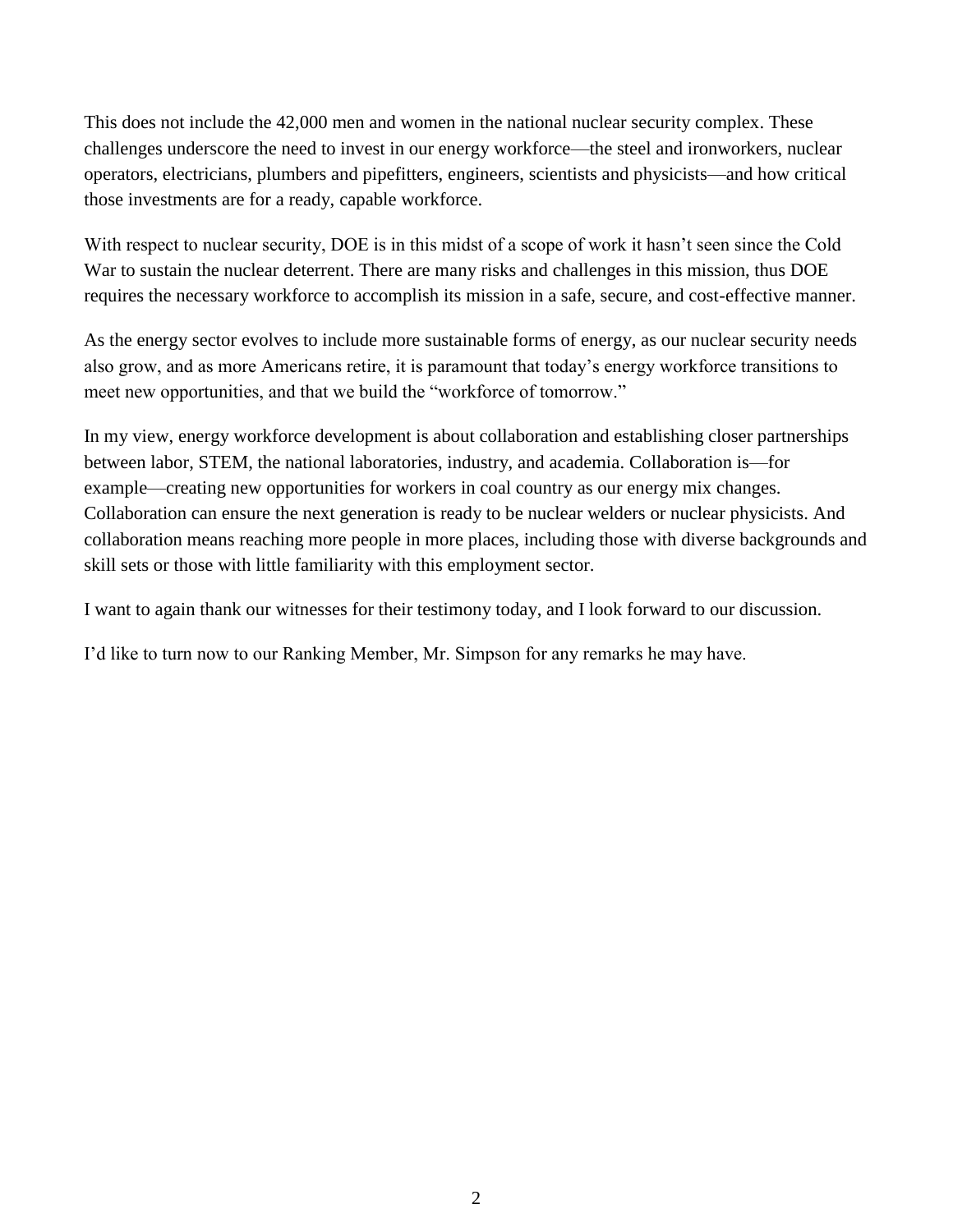This does not include the 42,000 men and women in the national nuclear security complex. These challenges underscore the need to invest in our energy workforce—the steel and ironworkers, nuclear operators, electricians, plumbers and pipefitters, engineers, scientists and physicists—and how critical those investments are for a ready, capable workforce.

With respect to nuclear security, DOE is in this midst of a scope of work it hasn't seen since the Cold War to sustain the nuclear deterrent. There are many risks and challenges in this mission, thus DOE requires the necessary workforce to accomplish its mission in a safe, secure, and cost-effective manner.

As the energy sector evolves to include more sustainable forms of energy, as our nuclear security needs also grow, and as more Americans retire, it is paramount that today's energy workforce transitions to meet new opportunities, and that we build the "workforce of tomorrow."

In my view, energy workforce development is about collaboration and establishing closer partnerships between labor, STEM, the national laboratories, industry, and academia. Collaboration is—for example—creating new opportunities for workers in coal country as our energy mix changes. Collaboration can ensure the next generation is ready to be nuclear welders or nuclear physicists. And collaboration means reaching more people in more places, including those with diverse backgrounds and skill sets or those with little familiarity with this employment sector.

I want to again thank our witnesses for their testimony today, and I look forward to our discussion.

I'd like to turn now to our Ranking Member, Mr. Simpson for any remarks he may have.